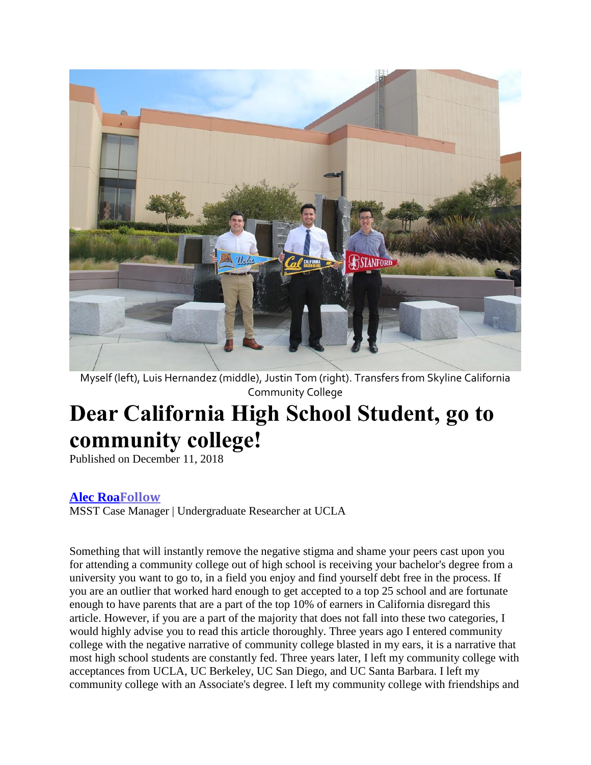Myself (left), Luis Hernandez (middle), Justin Tom (right). Transfers from Skyline California Community College

# Dear California High School Student, go to community college!

Published on December 11, 2018

**Alec Roa** **Follow**

MSST Case Manager | Undergraduate Researcher at UCLA

Something that will instantly remove the negative stigma and shame your peers cast upon you for attending a community college out of high school is receiving your bachelor's degree from a university you want to go to, in a field you enjoy and find yourself debt free in the process. If you are an outlier that worked hard enough to get accepted to a top 25 school and are fortunate enough to have parents that are a part of the top 10% of earners in California disregard this article. However, if you are a part of the majority that does not fall into these two categories, I would highly advise you to read this article thoroughly. Three years ago I entered community college with the negative narrative of community college blasted in my ears, it is a narrative that most high school students are constantly fed. Three years later, I left my community college with acceptances from UCLA, UC Berkeley, UC San Diego, and UC Santa Barbara. I left my community college with an Associate's degree. I left my community college with friendships and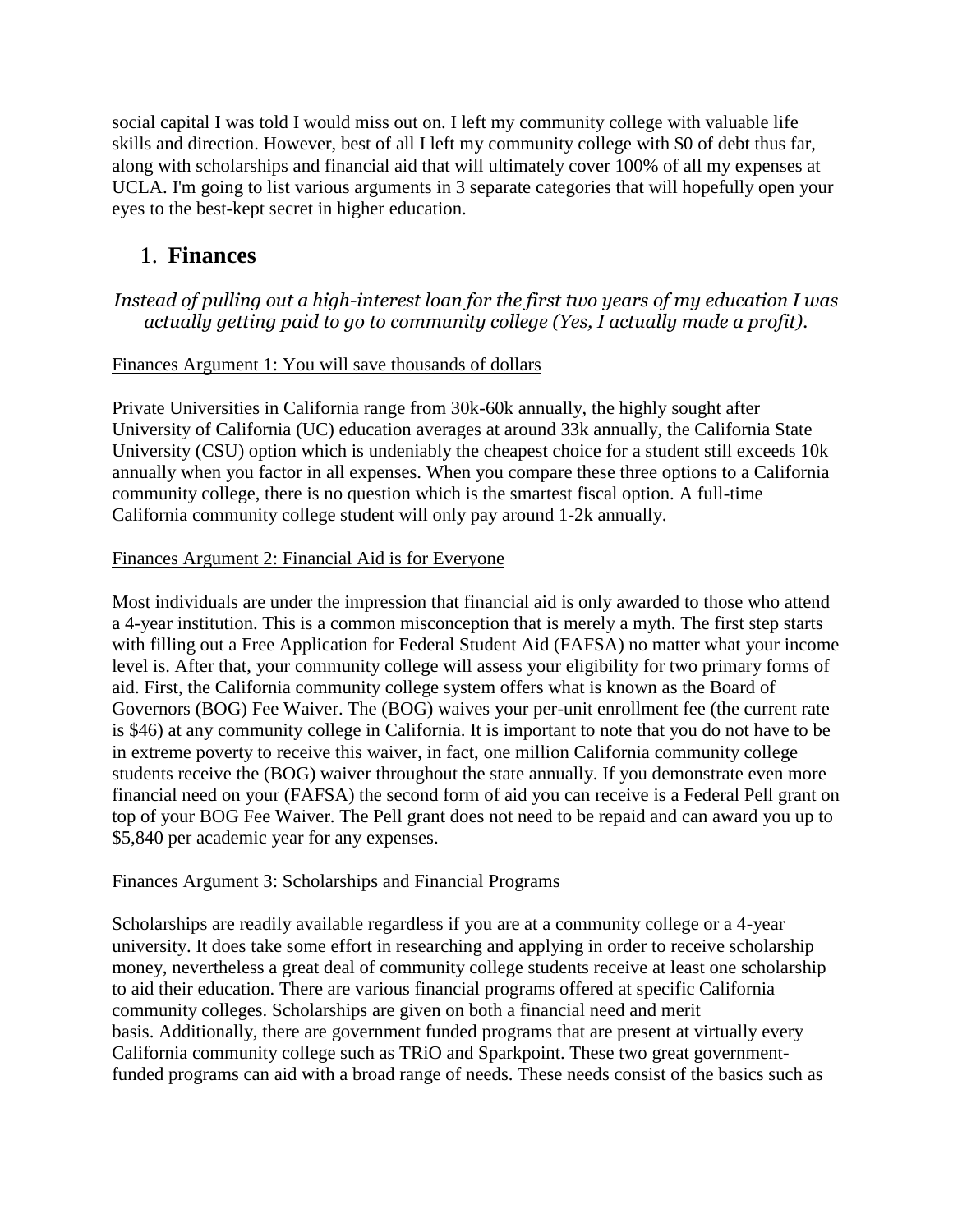social capital I was told I would miss out on. I left my community college with valuable life skills and direction. However, best of all I left my community college with $0 of debt thus far, along with scholarships and financial aid that will ultimately cover 100% of all my expenses at UCLA. I'm going to list various arguments in 3 separate categories that will hopefully open your eyes to the best-kept secret in higher education.

## 1. **Finances**

*Instead of pulling out a high-interest loan for the first two years of my education I was actually getting paid to go to community college (Yes, I actually made a profit).*

Finances Argument 1: You will save thousands of dollars

Private Universities in California range from 30k-60k annually, the highly sought after University of California (UC) education averages at around 33k annually, the California State University (CSU) option which is undeniably the cheapest choice for a student still exceeds 10k annually when you factor in all expenses. When you compare these three options to a California community college, there is no question which is the smartest fiscal option. A full-time California community college student will only pay around 1-2k annually.

Finances Argument 2: Financial Aid is for Everyone

Most individuals are under the impression that financial aid is only awarded to those who attend a 4-year institution. This is a common misconception that is merely a myth. The first step starts with filling out a Free Application for Federal Student Aid (FAFSA) no matter what your income level is. After that, your community college will assess your eligibility for two primary forms of aid. First, the California community college system offers what is known as the Board of Governors (BOG) Fee Waiver. The (BOG) waives your per-unit enrollment fee (the current rate is $46) at any community college in California. It is important to note that you do not have to be in extreme poverty to receive this waiver, in fact, one million California community college students receive the (BOG) waiver throughout the state annually. If you demonstrate even more financial need on your (FAFSA) the second form of aid you can receive is a Federal Pell grant on top of your BOG Fee Waiver. The Pell grant does not need to be repaid and can award you up to $5,840 per academic year for any expenses.

Finances Argument 3: Scholarships and Financial Programs

Scholarships are readily available regardless if you are at a community college or a 4-year university. It does take some effort in researching and applying in order to receive scholarship money, nevertheless a great deal of community college students receive at least one scholarship to aid their education. There are various financial programs offered at specific California community colleges. Scholarships are given on both a financial need and merit basis. Additionally, there are government funded programs that are present at virtually every California community college such as TRiO and Sparkpoint. These two great government-funded programs can aid with a broad range of needs. These needs consist of the basics such as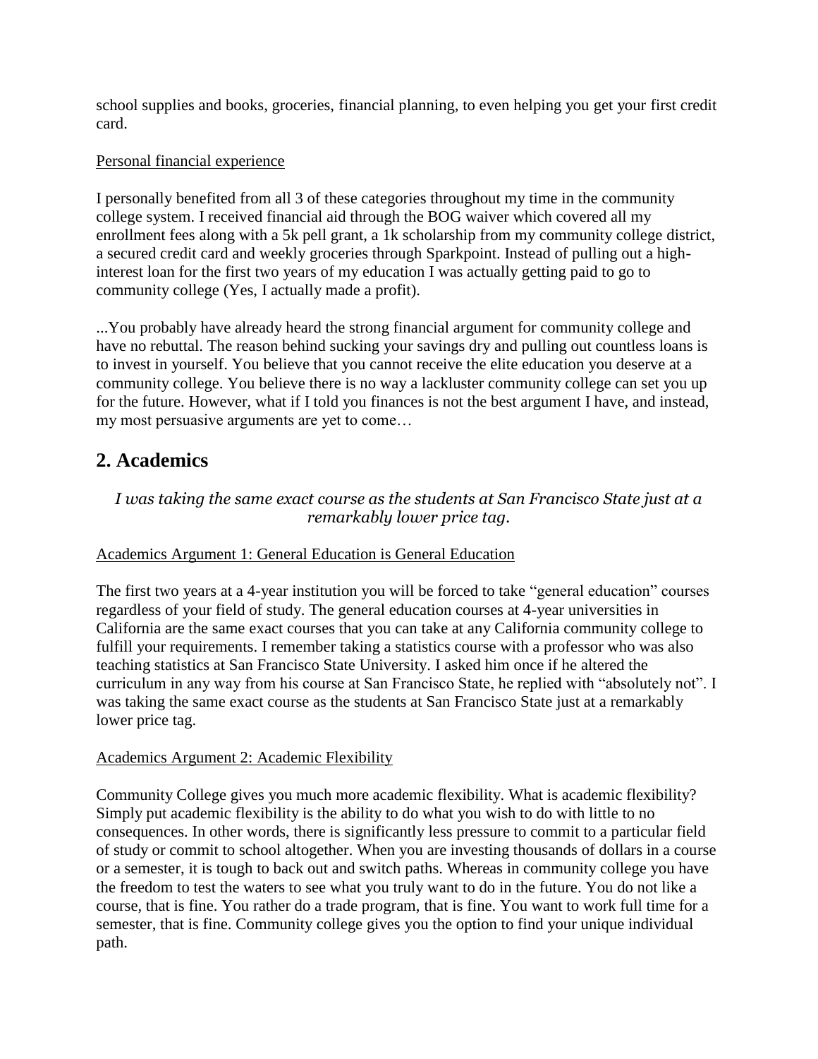school supplies and books, groceries, financial planning, to even helping you get your first credit card.

Personal financial experience

I personally benefited from all 3 of these categories throughout my time in the community college system. I received financial aid through the BOG waiver which covered all my enrollment fees along with a 5k pell grant, a 1k scholarship from my community college district, a secured credit card and weekly groceries through Sparkpoint. Instead of pulling out a high-interest loan for the first two years of my education I was actually getting paid to go to community college (Yes, I actually made a profit).

...You probably have already heard the strong financial argument for community college and have no rebuttal. The reason behind sucking your savings dry and pulling out countless loans is to invest in yourself. You believe that you cannot receive the elite education you deserve at a community college. You believe there is no way a lackluster community college can set you up for the future. However, what if I told you finances is not the best argument I have, and instead, my most persuasive arguments are yet to come…

## 2. Academics

*I was taking the same exact course as the students at San Francisco State just at a remarkably lower price tag.*

Academics Argument 1: General Education is General Education

The first two years at a 4-year institution you will be forced to take "general education" courses regardless of your field of study. The general education courses at 4-year universities in California are the same exact courses that you can take at any California community college to fulfill your requirements. I remember taking a statistics course with a professor who was also teaching statistics at San Francisco State University. I asked him once if he altered the curriculum in any way from his course at San Francisco State, he replied with "absolutely not". I was taking the same exact course as the students at San Francisco State just at a remarkably lower price tag.

Academics Argument 2: Academic Flexibility

Community College gives you much more academic flexibility. What is academic flexibility? Simply put academic flexibility is the ability to do what you wish to do with little to no consequences. In other words, there is significantly less pressure to commit to a particular field of study or commit to school altogether. When you are investing thousands of dollars in a course or a semester, it is tough to back out and switch paths. Whereas in community college you have the freedom to test the waters to see what you truly want to do in the future. You do not like a course, that is fine. You rather do a trade program, that is fine. You want to work full time for a semester, that is fine. Community college gives you the option to find your unique individual path.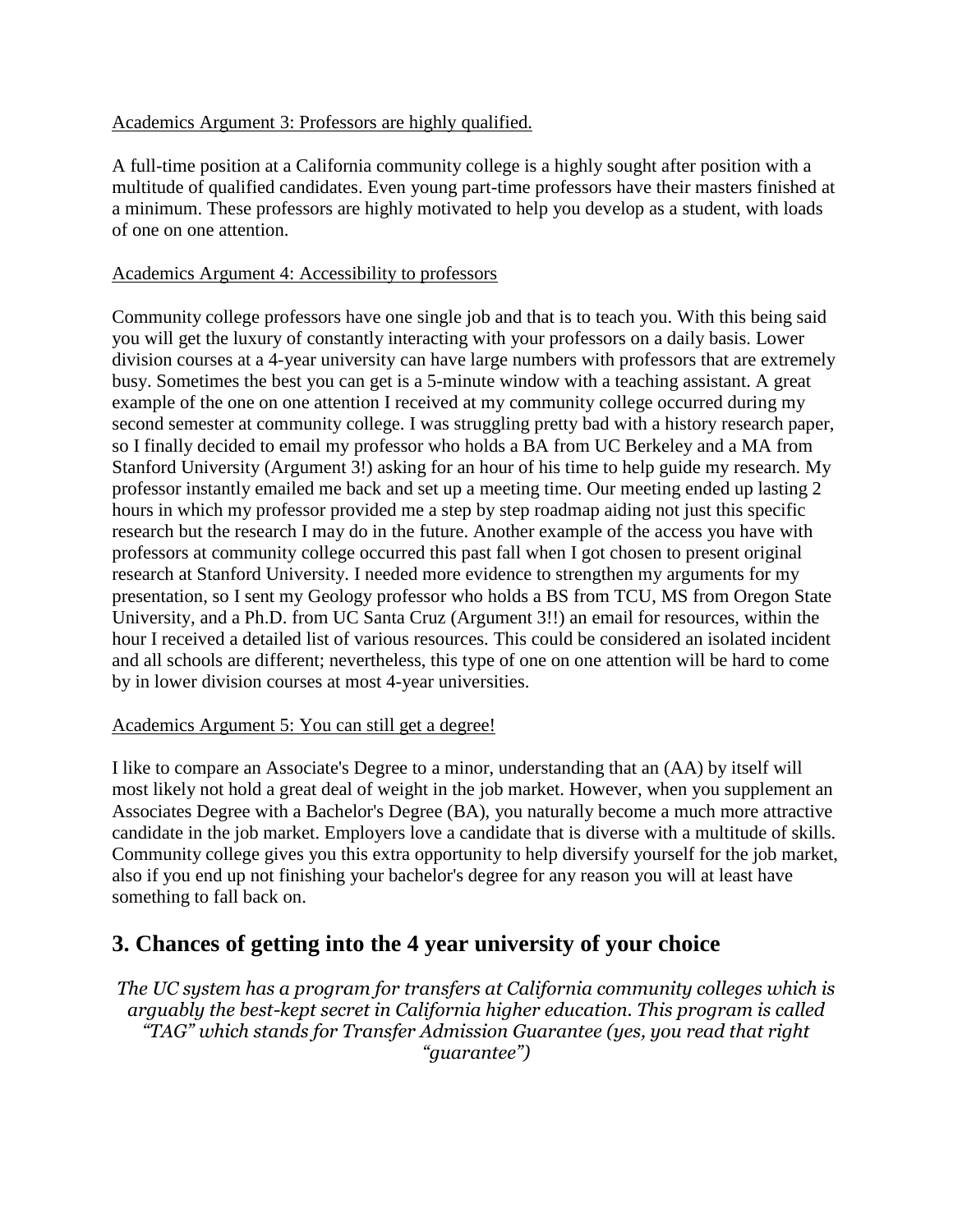<u>Academics Argument 3: Professors are highly qualified.</u>

A full-time position at a California community college is a highly sought after position with a multitude of qualified candidates. Even young part-time professors have their masters finished at a minimum. These professors are highly motivated to help you develop as a student, with loads of one on one attention.

<u>Academics Argument 4: Accessibility to professors</u>

Community college professors have one single job and that is to teach you. With this being said you will get the luxury of constantly interacting with your professors on a daily basis. Lower division courses at a 4-year university can have large numbers with professors that are extremely busy. Sometimes the best you can get is a 5-minute window with a teaching assistant. A great example of the one on one attention I received at my community college occurred during my second semester at community college. I was struggling pretty bad with a history research paper, so I finally decided to email my professor who holds a BA from UC Berkeley and a MA from Stanford University (Argument 3!) asking for an hour of his time to help guide my research. My professor instantly emailed me back and set up a meeting time. Our meeting ended up lasting 2 hours in which my professor provided me a step by step roadmap aiding not just this specific research but the research I may do in the future. Another example of the access you have with professors at community college occurred this past fall when I got chosen to present original research at Stanford University. I needed more evidence to strengthen my arguments for my presentation, so I sent my Geology professor who holds a BS from TCU, MS from Oregon State University, and a Ph.D. from UC Santa Cruz (Argument 3!!) an email for resources, within the hour I received a detailed list of various resources. This could be considered an isolated incident and all schools are different; nevertheless, this type of one on one attention will be hard to come by in lower division courses at most 4-year universities.

<u>Academics Argument 5: You can still get a degree!</u>

I like to compare an Associate's Degree to a minor, understanding that an (AA) by itself will most likely not hold a great deal of weight in the job market. However, when you supplement an Associates Degree with a Bachelor's Degree (BA), you naturally become a much more attractive candidate in the job market. Employers love a candidate that is diverse with a multitude of skills. Community college gives you this extra opportunity to help diversify yourself for the job market, also if you end up not finishing your bachelor's degree for any reason you will at least have something to fall back on.

## 3. Chances of getting into the 4 year university of your choice

*The UC system has a program for transfers at California community colleges which is arguably the best-kept secret in California higher education. This program is called "TAG" which stands for Transfer Admission Guarantee (yes, you read that right "guarantee")*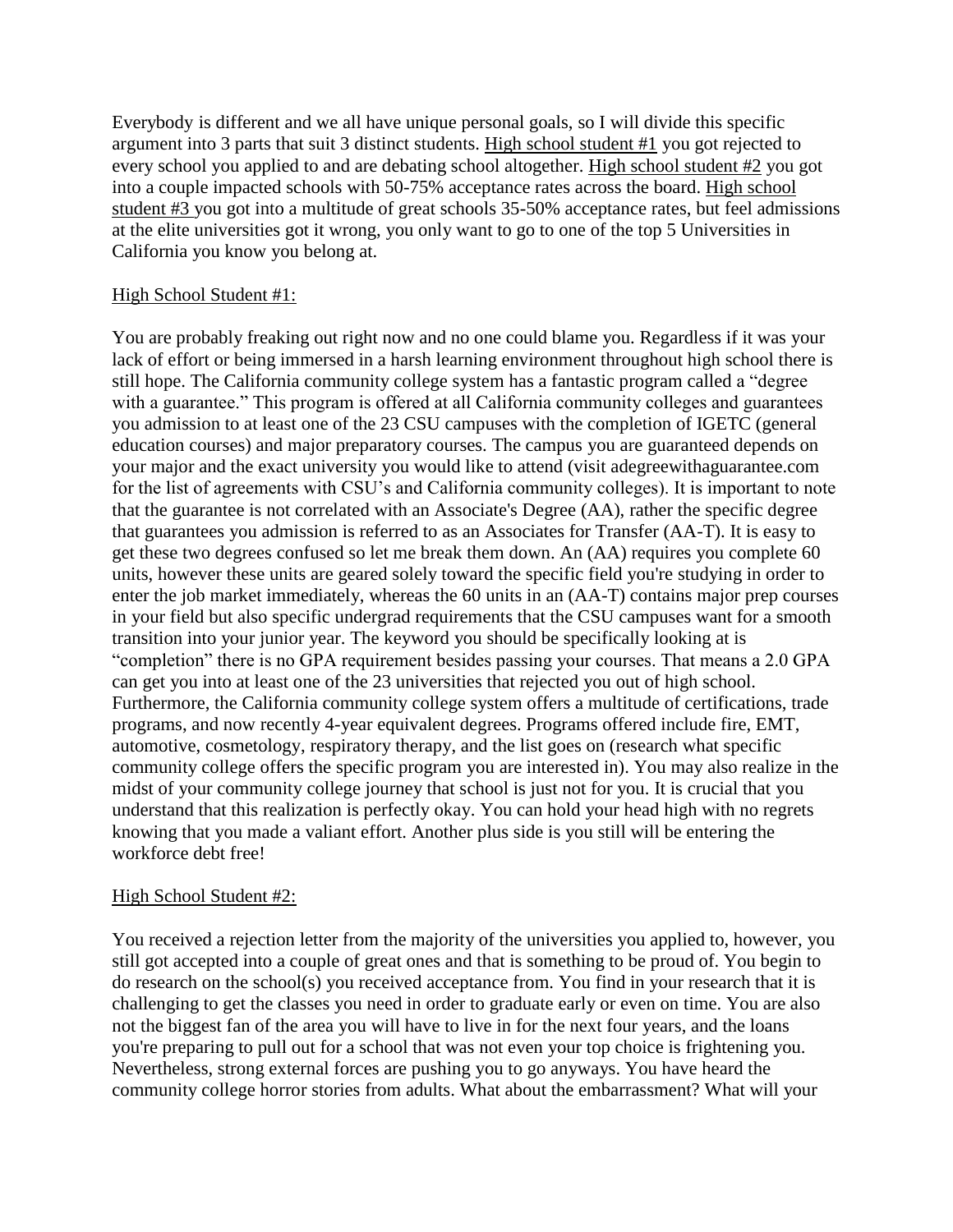Everybody is different and we all have unique personal goals, so I will divide this specific argument into 3 parts that suit 3 distinct students. High school student #1 you got rejected to every school you applied to and are debating school altogether. High school student #2 you got into a couple impacted schools with 50-75% acceptance rates across the board. High school student #3 you got into a multitude of great schools 35-50% acceptance rates, but feel admissions at the elite universities got it wrong, you only want to go to one of the top 5 Universities in California you know you belong at.

High School Student #1:

You are probably freaking out right now and no one could blame you. Regardless if it was your lack of effort or being immersed in a harsh learning environment throughout high school there is still hope. The California community college system has a fantastic program called a "degree with a guarantee." This program is offered at all California community colleges and guarantees you admission to at least one of the 23 CSU campuses with the completion of IGETC (general education courses) and major preparatory courses. The campus you are guaranteed depends on your major and the exact university you would like to attend (visit adegreewithaguarantee.com for the list of agreements with CSU's and California community colleges). It is important to note that the guarantee is not correlated with an Associate's Degree (AA), rather the specific degree that guarantees you admission is referred to as an Associates for Transfer (AA-T). It is easy to get these two degrees confused so let me break them down. An (AA) requires you complete 60 units, however these units are geared solely toward the specific field you're studying in order to enter the job market immediately, whereas the 60 units in an (AA-T) contains major prep courses in your field but also specific undergrad requirements that the CSU campuses want for a smooth transition into your junior year. The keyword you should be specifically looking at is "completion" there is no GPA requirement besides passing your courses. That means a 2.0 GPA can get you into at least one of the 23 universities that rejected you out of high school. Furthermore, the California community college system offers a multitude of certifications, trade programs, and now recently 4-year equivalent degrees. Programs offered include fire, EMT, automotive, cosmetology, respiratory therapy, and the list goes on (research what specific community college offers the specific program you are interested in). You may also realize in the midst of your community college journey that school is just not for you. It is crucial that you understand that this realization is perfectly okay. You can hold your head high with no regrets knowing that you made a valiant effort. Another plus side is you still will be entering the workforce debt free!

High School Student #2:

You received a rejection letter from the majority of the universities you applied to, however, you still got accepted into a couple of great ones and that is something to be proud of. You begin to do research on the school(s) you received acceptance from. You find in your research that it is challenging to get the classes you need in order to graduate early or even on time. You are also not the biggest fan of the area you will have to live in for the next four years, and the loans you're preparing to pull out for a school that was not even your top choice is frightening you. Nevertheless, strong external forces are pushing you to go anyways. You have heard the community college horror stories from adults. What about the embarrassment? What will your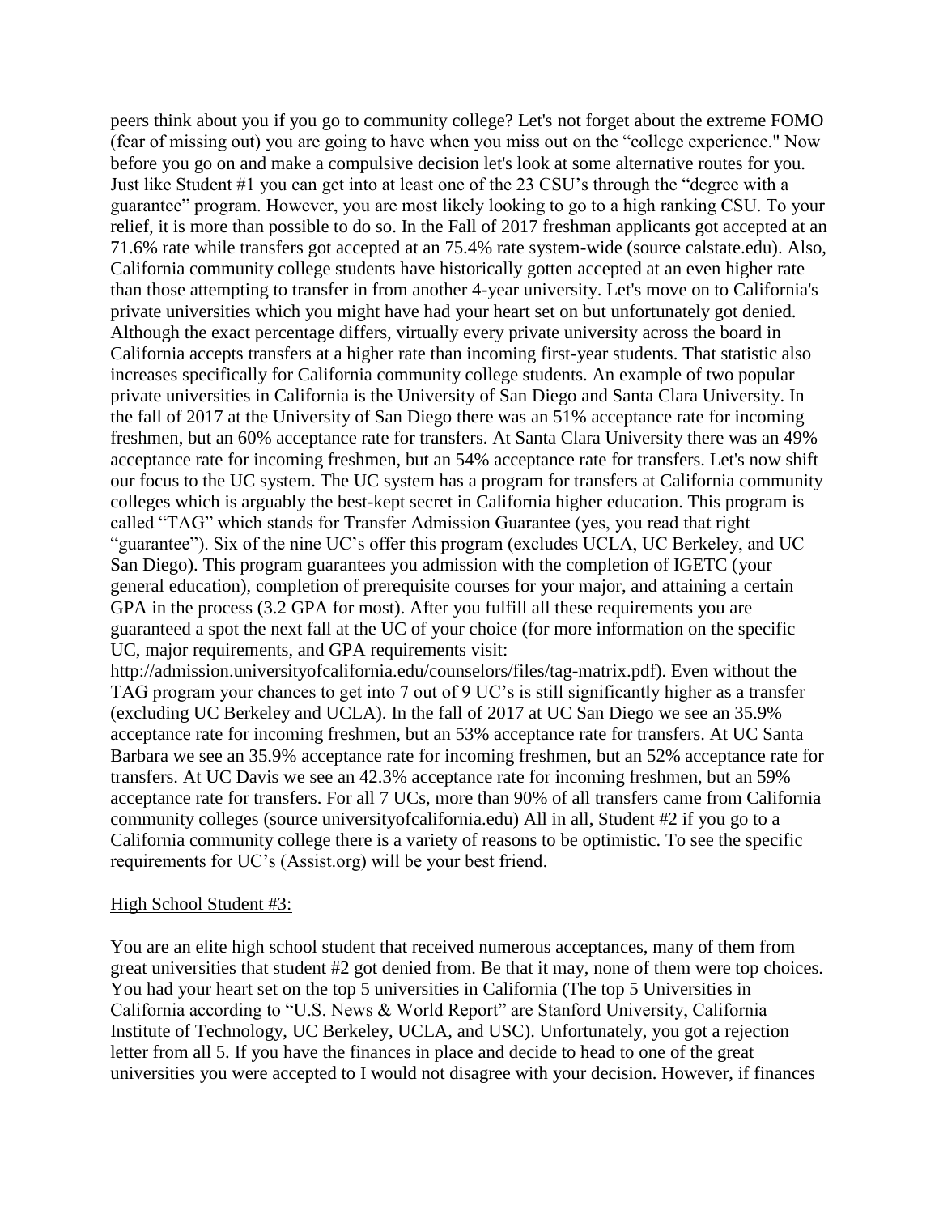peers think about you if you go to community college? Let's not forget about the extreme FOMO (fear of missing out) you are going to have when you miss out on the "college experience." Now before you go on and make a compulsive decision let's look at some alternative routes for you. Just like Student #1 you can get into at least one of the 23 CSU's through the "degree with a guarantee" program. However, you are most likely looking to go to a high ranking CSU. To your relief, it is more than possible to do so. In the Fall of 2017 freshman applicants got accepted at an 71.6% rate while transfers got accepted at an 75.4% rate system-wide (source calstate.edu). Also, California community college students have historically gotten accepted at an even higher rate than those attempting to transfer in from another 4-year university. Let's move on to California's private universities which you might have had your heart set on but unfortunately got denied. Although the exact percentage differs, virtually every private university across the board in California accepts transfers at a higher rate than incoming first-year students. That statistic also increases specifically for California community college students. An example of two popular private universities in California is the University of San Diego and Santa Clara University. In the fall of 2017 at the University of San Diego there was an 51% acceptance rate for incoming freshmen, but an 60% acceptance rate for transfers. At Santa Clara University there was an 49% acceptance rate for incoming freshmen, but an 54% acceptance rate for transfers. Let's now shift our focus to the UC system. The UC system has a program for transfers at California community colleges which is arguably the best-kept secret in California higher education. This program is called "TAG" which stands for Transfer Admission Guarantee (yes, you read that right "guarantee"). Six of the nine UC's offer this program (excludes UCLA, UC Berkeley, and UC San Diego). This program guarantees you admission with the completion of IGETC (your general education), completion of prerequisite courses for your major, and attaining a certain GPA in the process (3.2 GPA for most). After you fulfill all these requirements you are guaranteed a spot the next fall at the UC of your choice (for more information on the specific UC, major requirements, and GPA requirements visit: http://admission.universityofcalifornia.edu/counselors/files/tag-matrix.pdf). Even without the TAG program your chances to get into 7 out of 9 UC's is still significantly higher as a transfer (excluding UC Berkeley and UCLA). In the fall of 2017 at UC San Diego we see an 35.9% acceptance rate for incoming freshmen, but an 53% acceptance rate for transfers. At UC Santa Barbara we see an 35.9% acceptance rate for incoming freshmen, but an 52% acceptance rate for transfers. At UC Davis we see an 42.3% acceptance rate for incoming freshmen, but an 59% acceptance rate for transfers. For all 7 UCs, more than 90% of all transfers came from California community colleges (source universityofcalifornia.edu) All in all, Student #2 if you go to a California community college there is a variety of reasons to be optimistic. To see the specific requirements for UC's (Assist.org) will be your best friend.

<u>High School Student #3:</u>

You are an elite high school student that received numerous acceptances, many of them from great universities that student #2 got denied from. Be that it may, none of them were top choices. You had your heart set on the top 5 universities in California (The top 5 Universities in California according to "U.S. News & World Report" are Stanford University, California Institute of Technology, UC Berkeley, UCLA, and USC). Unfortunately, you got a rejection letter from all 5. If you have the finances in place and decide to head to one of the great universities you were accepted to I would not disagree with your decision. However, if finances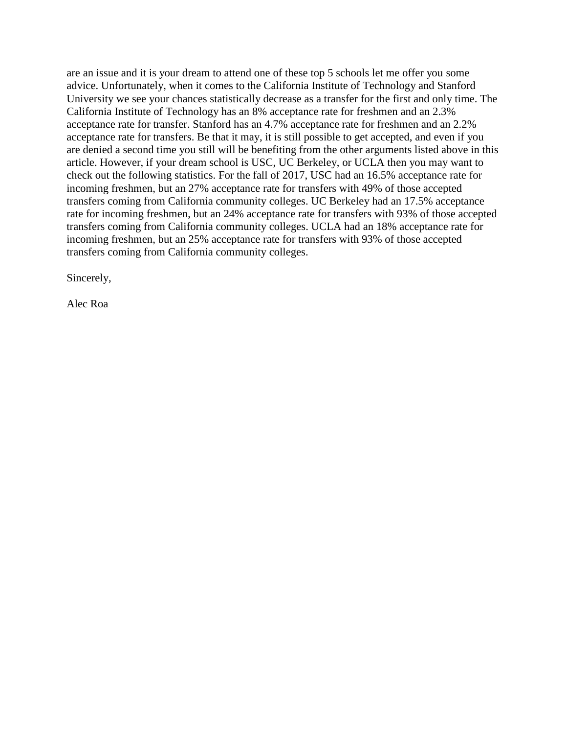are an issue and it is your dream to attend one of these top 5 schools let me offer you some advice. Unfortunately, when it comes to the California Institute of Technology and Stanford University we see your chances statistically decrease as a transfer for the first and only time. The California Institute of Technology has an 8% acceptance rate for freshmen and an 2.3% acceptance rate for transfer. Stanford has an 4.7% acceptance rate for freshmen and an 2.2% acceptance rate for transfers. Be that it may, it is still possible to get accepted, and even if you are denied a second time you still will be benefiting from the other arguments listed above in this article. However, if your dream school is USC, UC Berkeley, or UCLA then you may want to check out the following statistics. For the fall of 2017, USC had an 16.5% acceptance rate for incoming freshmen, but an 27% acceptance rate for transfers with 49% of those accepted transfers coming from California community colleges. UC Berkeley had an 17.5% acceptance rate for incoming freshmen, but an 24% acceptance rate for transfers with 93% of those accepted transfers coming from California community colleges. UCLA had an 18% acceptance rate for incoming freshmen, but an 25% acceptance rate for transfers with 93% of those accepted transfers coming from California community colleges.

Sincerely,

Alec Roa